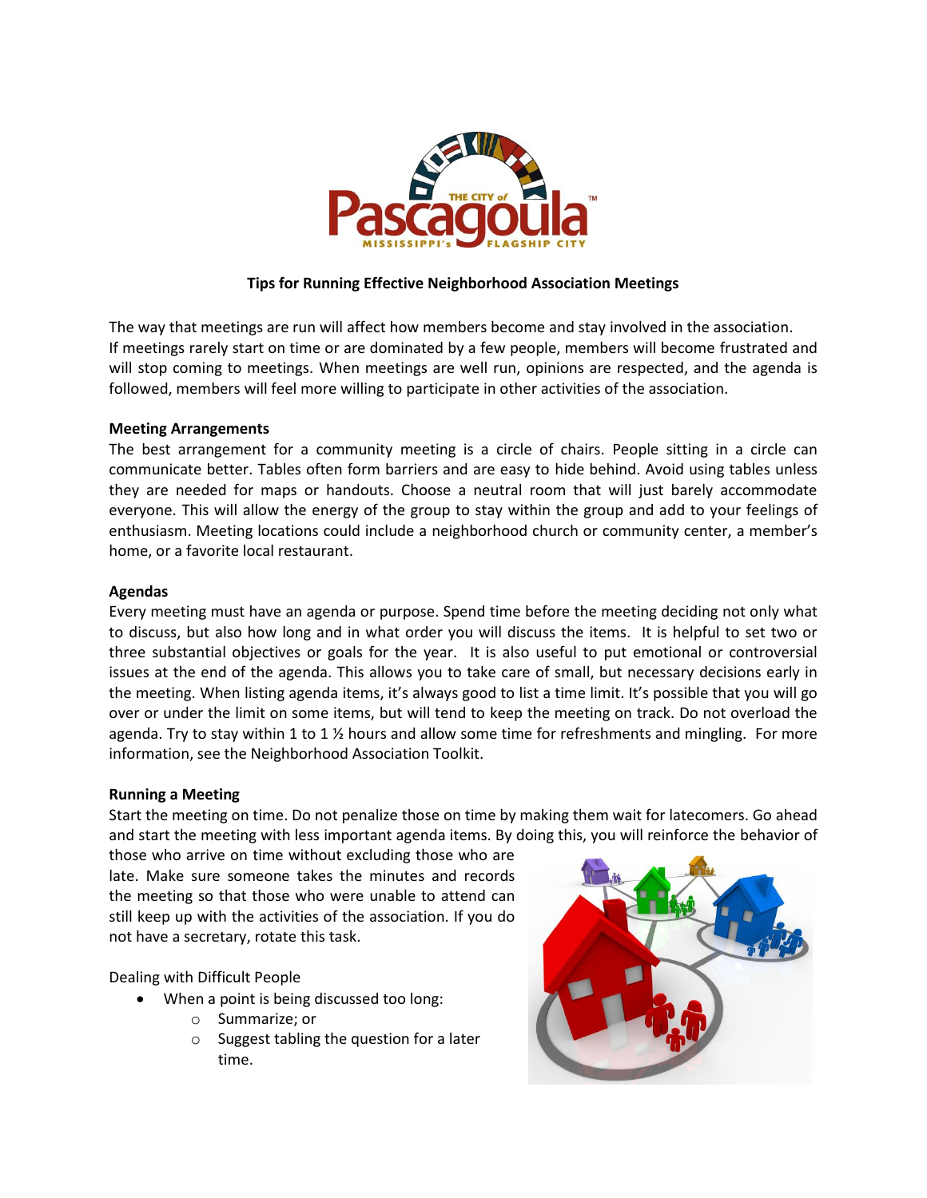# Tips for Running Effective Neighborhood Association Meetings

The way that meetings are run will affect how members become and stay involved in the association. If meetings rarely start on time or are dominated by a few people, members will become frustrated and will stop coming to meetings. When meetings are well run, opinions are respected, and the agenda is followed, members will feel more willing to participate in other activities of the association.

**Meeting Arrangements**

The best arrangement for a community meeting is a circle of chairs. People sitting in a circle can communicate better. Tables often form barriers and are easy to hide behind. Avoid using tables unless they are needed for maps or handouts. Choose a neutral room that will just barely accommodate everyone. This will allow the energy of the group to stay within the group and add to your feelings of enthusiasm. Meeting locations could include a neighborhood church or community center, a member's home, or a favorite local restaurant.

**Agendas**

Every meeting must have an agenda or purpose. Spend time before the meeting deciding not only what to discuss, but also how long and in what order you will discuss the items. It is helpful to set two or three substantial objectives or goals for the year. It is also useful to put emotional or controversial issues at the end of the agenda. This allows you to take care of small, but necessary decisions early in the meeting. When listing agenda items, it's always good to list a time limit. It's possible that you will go over or under the limit on some items, but will tend to keep the meeting on track. Do not overload the agenda. Try to stay within 1 to 1 ½ hours and allow some time for refreshments and mingling. For more information, see the Neighborhood Association Toolkit.

**Running a Meeting**

Start the meeting on time. Do not penalize those on time by making them wait for latecomers. Go ahead and start the meeting with less important agenda items. By doing this, you will reinforce the behavior of those who arrive on time without excluding those who are late. Make sure someone takes the minutes and records the meeting so that those who were unable to attend can still keep up with the activities of the association. If you do not have a secretary, rotate this task.

Dealing with Difficult People

- When a point is being discussed too long:
  - Summarize; or
  - Suggest tabling the question for a later time.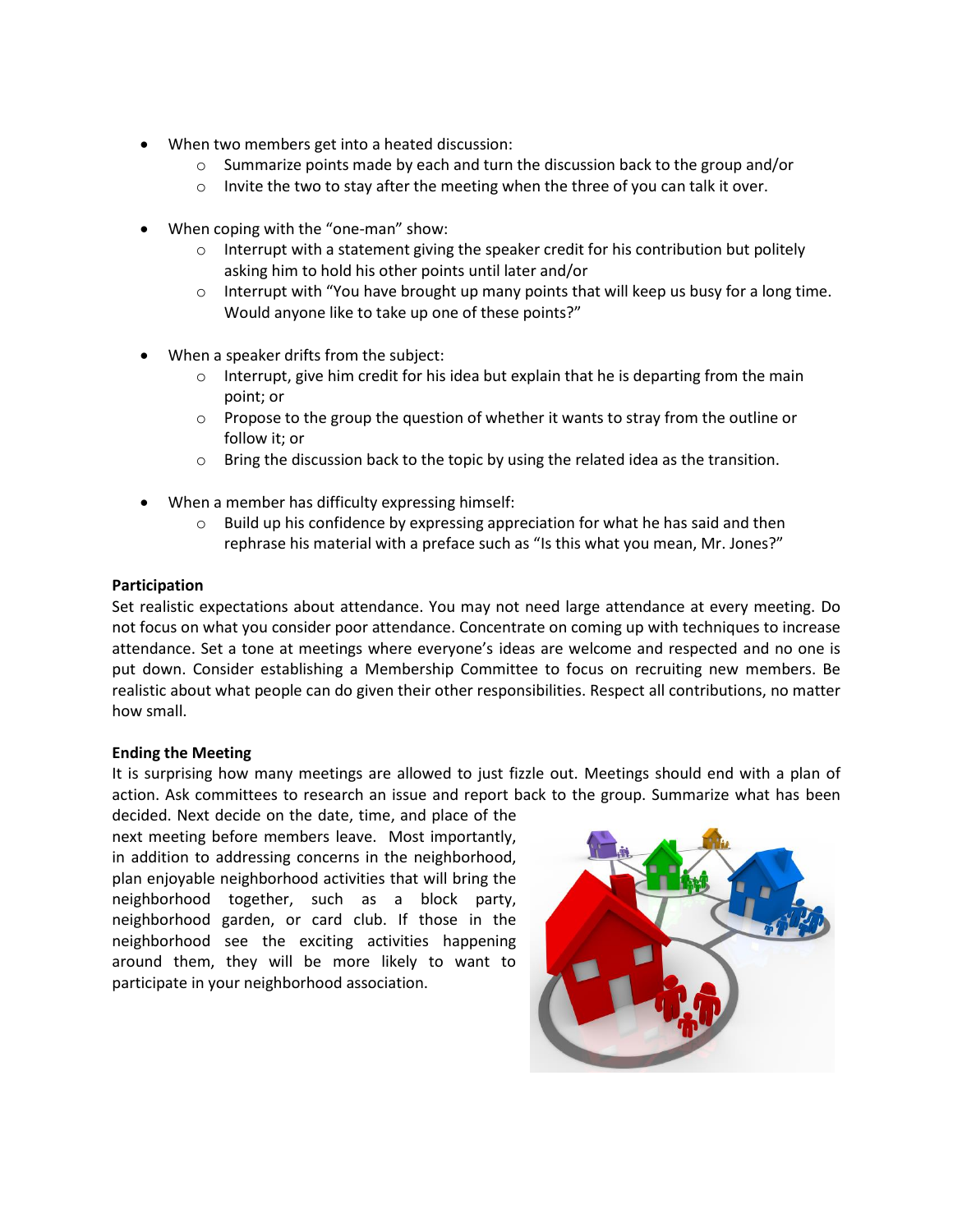- When two members get into a heated discussion:
  - Summarize points made by each and turn the discussion back to the group and/or
  - Invite the two to stay after the meeting when the three of you can talk it over.

- When coping with the "one-man" show:
  - Interrupt with a statement giving the speaker credit for his contribution but politely asking him to hold his other points until later and/or
  - Interrupt with "You have brought up many points that will keep us busy for a long time. Would anyone like to take up one of these points?"

- When a speaker drifts from the subject:
  - Interrupt, give him credit for his idea but explain that he is departing from the main point; or
  - Propose to the group the question of whether it wants to stray from the outline or follow it; or
  - Bring the discussion back to the topic by using the related idea as the transition.

- When a member has difficulty expressing himself:
  - Build up his confidence by expressing appreciation for what he has said and then rephrase his material with a preface such as "Is this what you mean, Mr. Jones?"

**Participation**

Set realistic expectations about attendance. You may not need large attendance at every meeting. Do not focus on what you consider poor attendance. Concentrate on coming up with techniques to increase attendance. Set a tone at meetings where everyone's ideas are welcome and respected and no one is put down. Consider establishing a Membership Committee to focus on recruiting new members. Be realistic about what people can do given their other responsibilities. Respect all contributions, no matter how small.

**Ending the Meeting**

It is surprising how many meetings are allowed to just fizzle out. Meetings should end with a plan of action. Ask committees to research an issue and report back to the group. Summarize what has been decided. Next decide on the date, time, and place of the next meeting before members leave. Most importantly, in addition to addressing concerns in the neighborhood, plan enjoyable neighborhood activities that will bring the neighborhood together, such as a block party, neighborhood garden, or card club. If those in the neighborhood see the exciting activities happening around them, they will be more likely to want to participate in your neighborhood association.